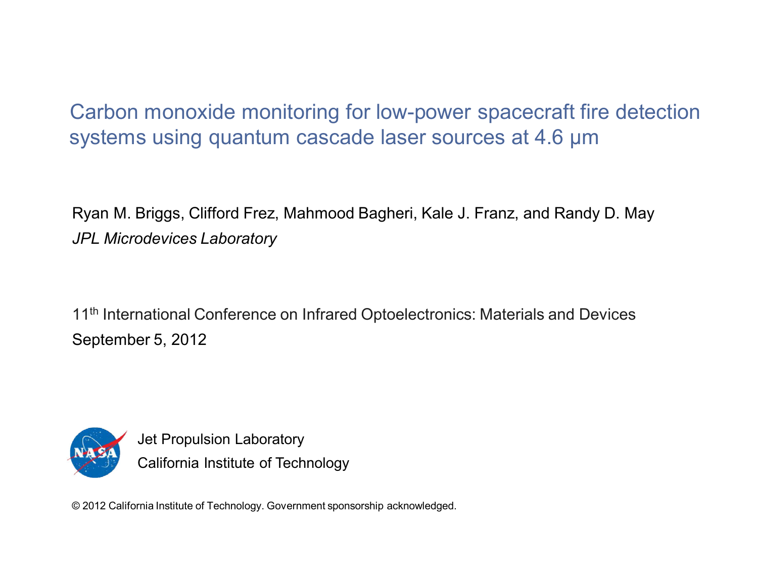# Carbon monoxide monitoring for low-power spacecraft fire detection systems using quantum cascade laser sources at 4.6 µm

Ryan M. Briggs, Clifford Frez, Mahmood Bagheri, Kale J. Franz, and Randy D. May

*JPL Microdevices Laboratory*

11th International Conference on Infrared Optoelectronics: Materials and Devices

September 5, 2012

Jet Propulsion Laboratory

California Institute of Technology

© 2012 California Institute of Technology. Government sponsorship acknowledged.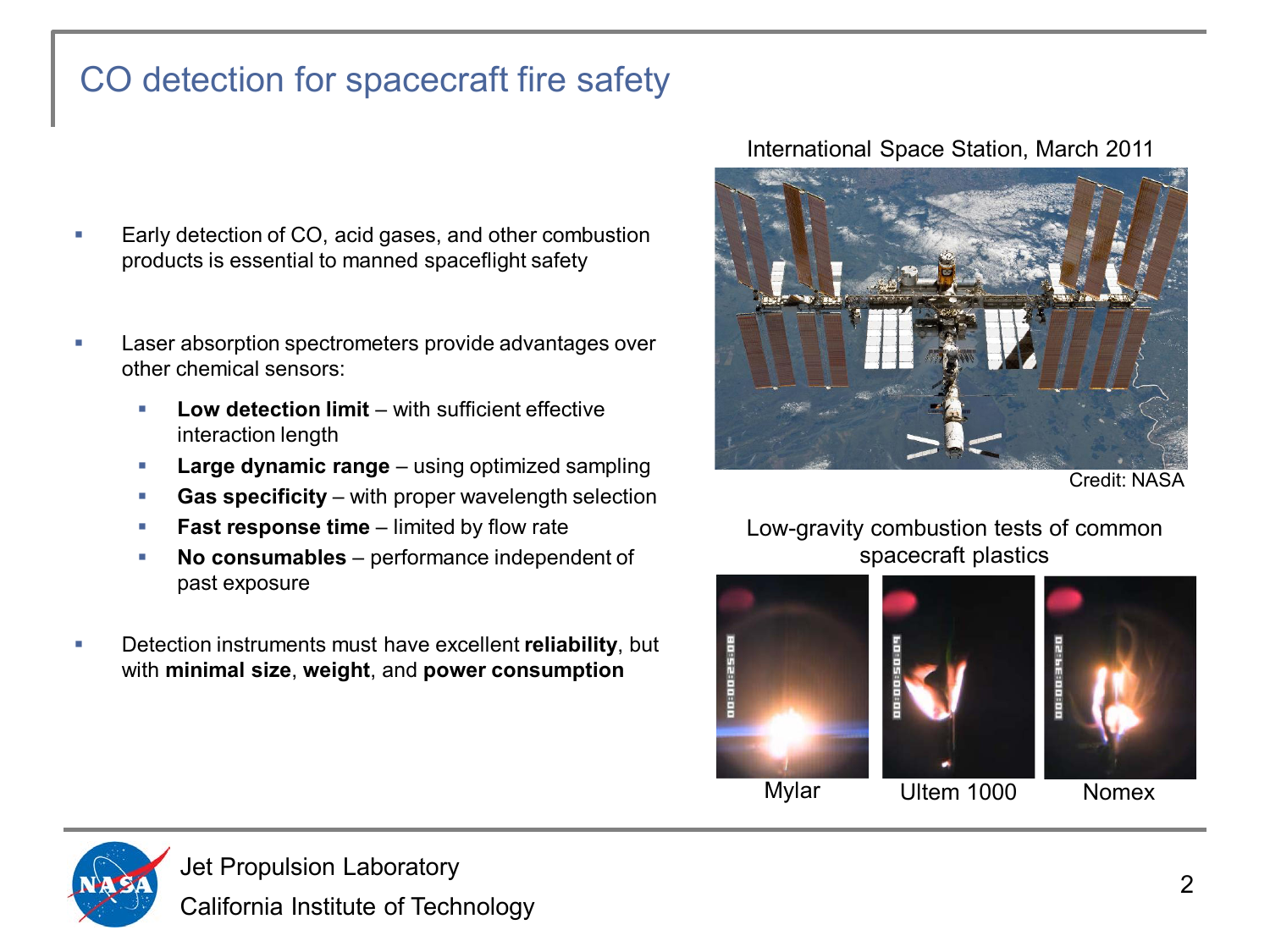# CO detection for spacecraft fire safety

- Early detection of CO, acid gases, and other combustion products is essential to manned spaceflight safety
- Laser absorption spectrometers provide advantages over other chemical sensors:
  - **Low detection limit** – with sufficient effective interaction length
  - **Large dynamic range** – using optimized sampling
  - **Gas specificity** – with proper wavelength selection
  - **Fast response time** – limited by flow rate
  - **No consumables** – performance independent of past exposure
- Detection instruments must have excellent **reliability**, but with **minimal size**, **weight**, and **power consumption**

International Space Station, March 2011

Credit: NASA

Low-gravity combustion tests of common spacecraft plastics

Mylar　Ultem 1000　Nomex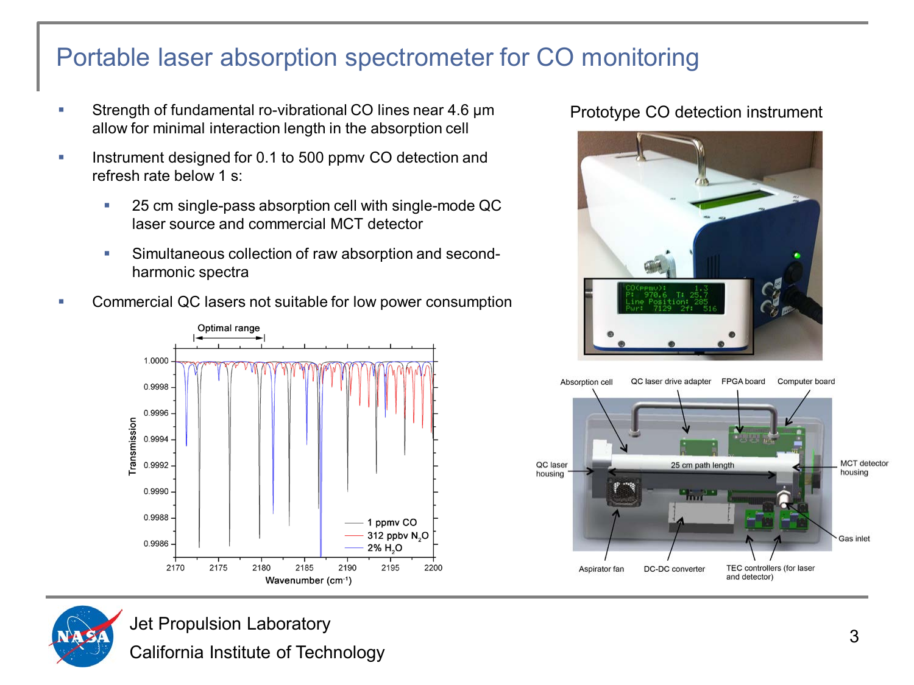# Portable laser absorption spectrometer for CO monitoring

- Strength of fundamental ro-vibrational CO lines near 4.6 µm allow for minimal interaction length in the absorption cell
- Instrument designed for 0.1 to 500 ppmv CO detection and refresh rate below 1 s:
  - 25 cm single-pass absorption cell with single-mode QC laser source and commercial MCT detector
  - Simultaneous collection of raw absorption and second-harmonic spectra
- Commercial QC lasers not suitable for low power consumption

Prototype CO detection instrument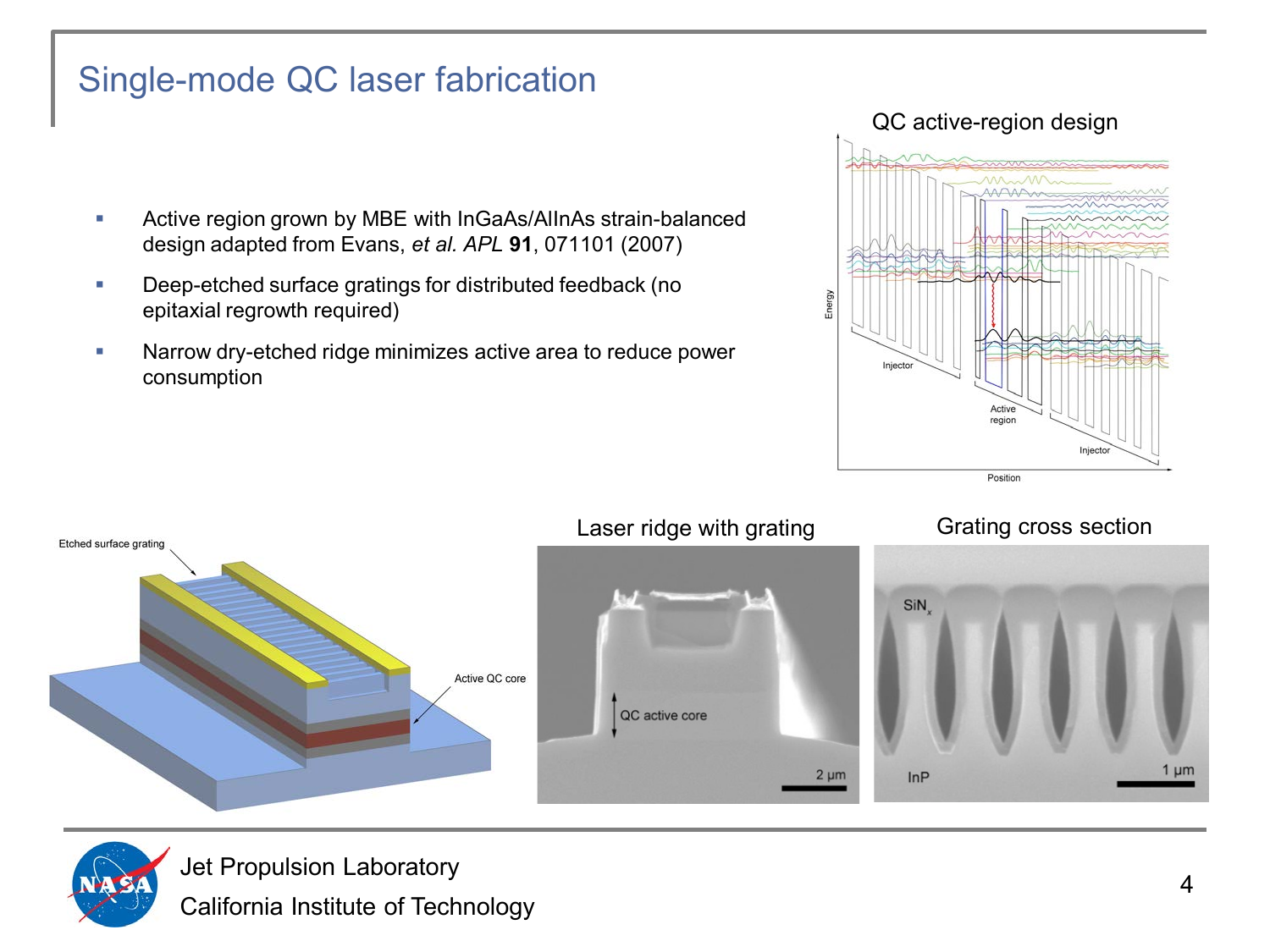# Single-mode QC laser fabrication

- Active region grown by MBE with InGaAs/AlInAs strain-balanced design adapted from Evans, *et al. APL* **91**, 071101 (2007)
- Deep-etched surface gratings for distributed feedback (no epitaxial regrowth required)
- Narrow dry-etched ridge minimizes active area to reduce power consumption

QC active-region design

Laser ridge with grating

Grating cross section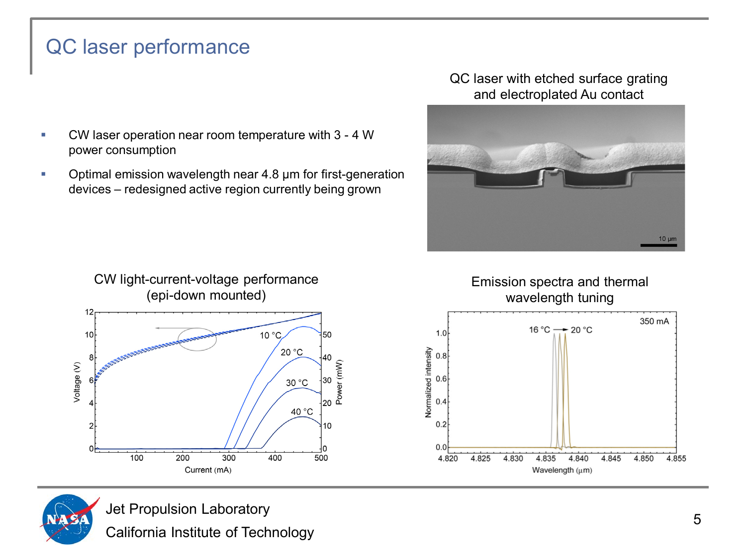# QC laser performance

- CW laser operation near room temperature with 3 - 4 W power consumption
- Optimal emission wavelength near 4.8 μm for first-generation devices – redesigned active region currently being grown

QC laser with etched surface grating and electroplated Au contact

10 μm

CW light-current-voltage performance (epi-down mounted)

Voltage (V)
Power (mW)
Current (mA)
10 °C
20 °C
30 °C
40 °C
0
2
4
6
8
10
12
0
10
20
30
40
50
100
200
300
400
500

Emission spectra and thermal wavelength tuning

350 mA
16 °C → 20 °C
Normalized intensity
Wavelength (μm)
0.0
0.2
0.4
0.6
0.8
1.0
4.820
4.825
4.830
4.835
4.840
4.845
4.850
4.855

Jet Propulsion Laboratory
California Institute of Technology